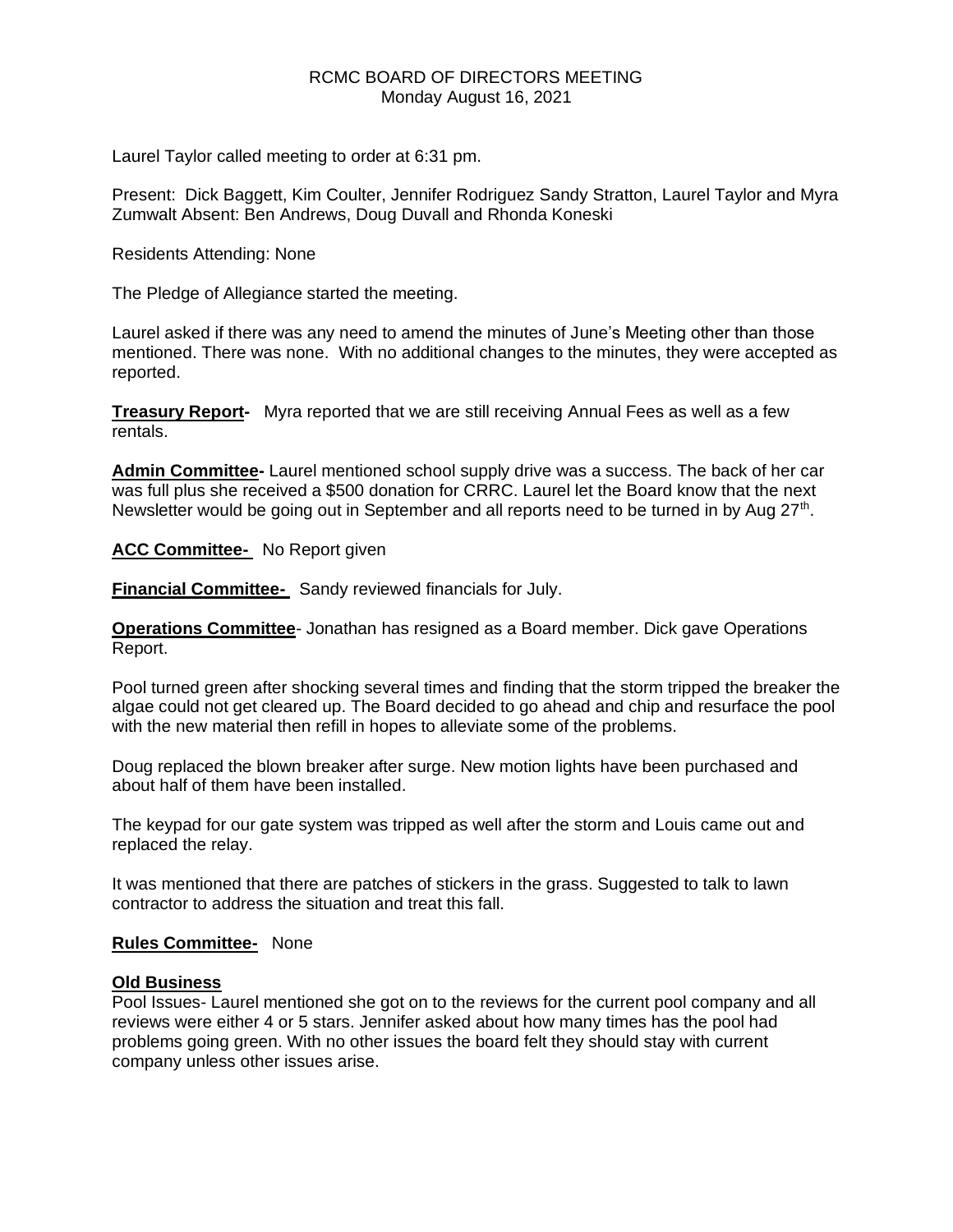# RCMC BOARD OF DIRECTORS MEETING
Monday August 16, 2021

Laurel Taylor called meeting to order at 6:31 pm.

Present: Dick Baggett, Kim Coulter, Jennifer Rodriguez Sandy Stratton, Laurel Taylor and Myra Zumwalt Absent: Ben Andrews, Doug Duvall and Rhonda Koneski

Residents Attending: None

The Pledge of Allegiance started the meeting.

Laurel asked if there was any need to amend the minutes of June's Meeting other than those mentioned. There was none. With no additional changes to the minutes, they were accepted as reported.

**Treasury Report-** Myra reported that we are still receiving Annual Fees as well as a few rentals.

**Admin Committee-** Laurel mentioned school supply drive was a success. The back of her car was full plus she received a $500 donation for CRRC. Laurel let the Board know that the next Newsletter would be going out in September and all reports need to be turned in by Aug 27th.

**ACC Committee-** No Report given

**Financial Committee-** Sandy reviewed financials for July.

**Operations Committee**- Jonathan has resigned as a Board member. Dick gave Operations Report.

Pool turned green after shocking several times and finding that the storm tripped the breaker the algae could not get cleared up. The Board decided to go ahead and chip and resurface the pool with the new material then refill in hopes to alleviate some of the problems.

Doug replaced the blown breaker after surge. New motion lights have been purchased and about half of them have been installed.

The keypad for our gate system was tripped as well after the storm and Louis came out and replaced the relay.

It was mentioned that there are patches of stickers in the grass. Suggested to talk to lawn contractor to address the situation and treat this fall.

**Rules Committee-** None

**Old Business**

Pool Issues- Laurel mentioned she got on to the reviews for the current pool company and all reviews were either 4 or 5 stars. Jennifer asked about how many times has the pool had problems going green. With no other issues the board felt they should stay with current company unless other issues arise.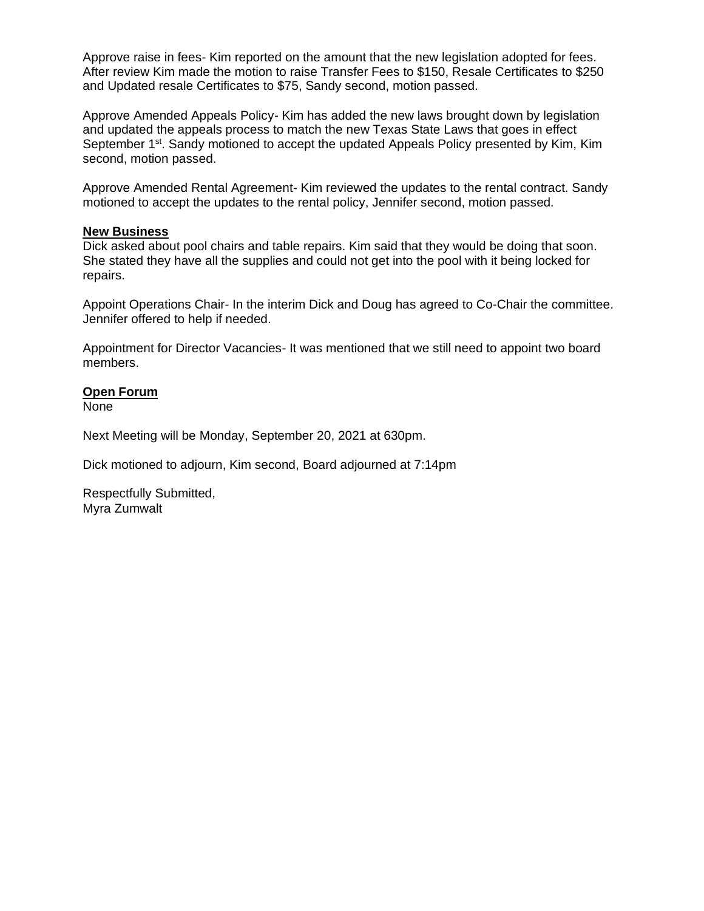Approve raise in fees- Kim reported on the amount that the new legislation adopted for fees. After review Kim made the motion to raise Transfer Fees to $150, Resale Certificates to $250 and Updated resale Certificates to $75, Sandy second, motion passed.

Approve Amended Appeals Policy- Kim has added the new laws brought down by legislation and updated the appeals process to match the new Texas State Laws that goes in effect September 1st. Sandy motioned to accept the updated Appeals Policy presented by Kim, Kim second, motion passed.

Approve Amended Rental Agreement- Kim reviewed the updates to the rental contract. Sandy motioned to accept the updates to the rental policy, Jennifer second, motion passed.

**New Business**

Dick asked about pool chairs and table repairs. Kim said that they would be doing that soon. She stated they have all the supplies and could not get into the pool with it being locked for repairs.

Appoint Operations Chair- In the interim Dick and Doug has agreed to Co-Chair the committee. Jennifer offered to help if needed.

Appointment for Director Vacancies- It was mentioned that we still need to appoint two board members.

**Open Forum**

None

Next Meeting will be Monday, September 20, 2021 at 630pm.

Dick motioned to adjourn, Kim second, Board adjourned at 7:14pm

Respectfully Submitted,
Myra Zumwalt